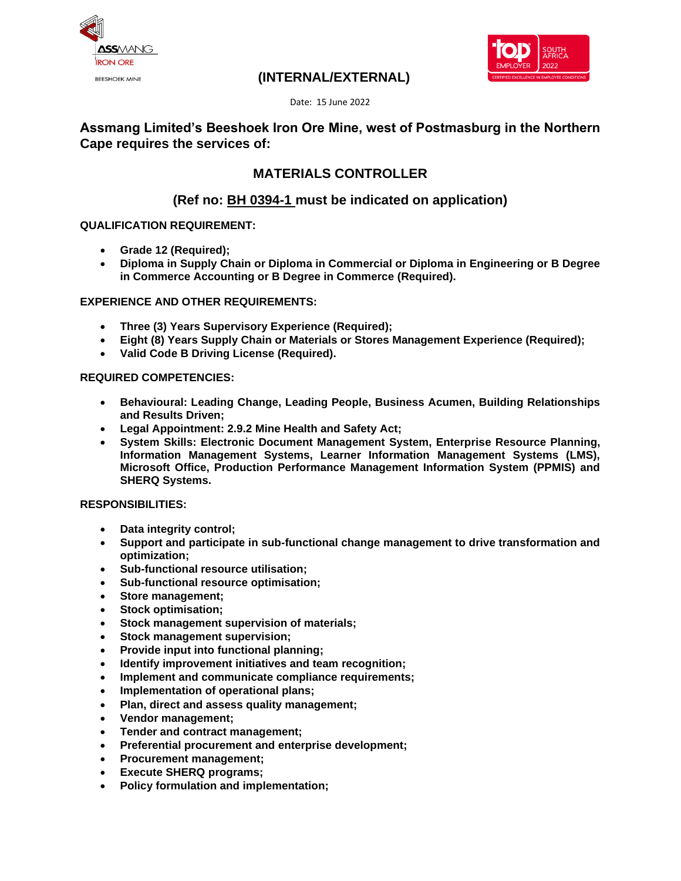ASSMANG IRON ORE

BEESHOEK MINE

**(INTERNAL/EXTERNAL)**

Date: 15 June 2022

## Assmang Limited's Beeshoek Iron Ore Mine, west of Postmasburg in the Northern Cape requires the services of:

## MATERIALS CONTROLLER

### (Ref no: BH 0394-1 must be indicated on application)

**QUALIFICATION REQUIREMENT:**

- **Grade 12 (Required);**
- **Diploma in Supply Chain or Diploma in Commercial or Diploma in Engineering or B Degree in Commerce Accounting or B Degree in Commerce (Required).**

**EXPERIENCE AND OTHER REQUIREMENTS:**

- **Three (3) Years Supervisory Experience (Required);**
- **Eight (8) Years Supply Chain or Materials or Stores Management Experience (Required);**
- **Valid Code B Driving License (Required).**

**REQUIRED COMPETENCIES:**

- **Behavioural: Leading Change, Leading People, Business Acumen, Building Relationships and Results Driven;**
- **Legal Appointment: 2.9.2 Mine Health and Safety Act;**
- **System Skills: Electronic Document Management System, Enterprise Resource Planning, Information Management Systems, Learner Information Management Systems (LMS), Microsoft Office, Production Performance Management Information System (PPMIS) and SHERQ Systems.**

**RESPONSIBILITIES:**

- **Data integrity control;**
- **Support and participate in sub-functional change management to drive transformation and optimization;**
- **Sub-functional resource utilisation;**
- **Sub-functional resource optimisation;**
- **Store management;**
- **Stock optimisation;**
- **Stock management supervision of materials;**
- **Stock management supervision;**
- **Provide input into functional planning;**
- **Identify improvement initiatives and team recognition;**
- **Implement and communicate compliance requirements;**
- **Implementation of operational plans;**
- **Plan, direct and assess quality management;**
- **Vendor management;**
- **Tender and contract management;**
- **Preferential procurement and enterprise development;**
- **Procurement management;**
- **Execute SHERQ programs;**
- **Policy formulation and implementation;**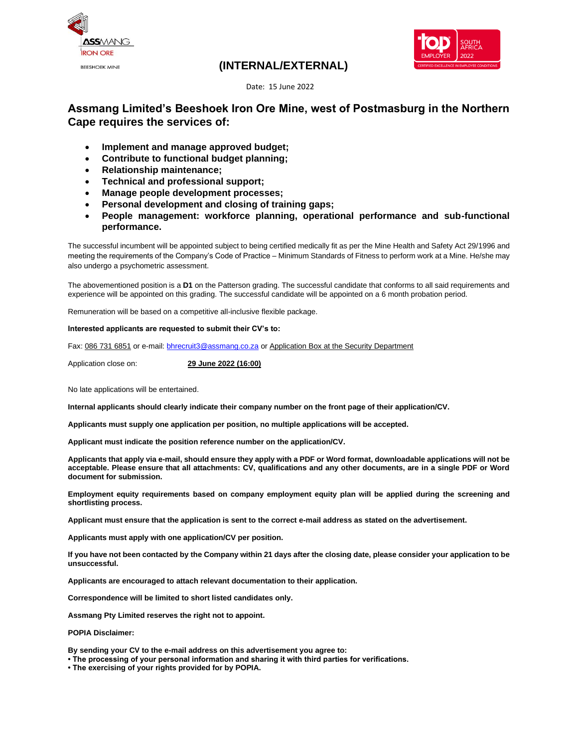ASSMANG IRON ORE
BEESHOEK MINE

**(INTERNAL/EXTERNAL)**

Date: 15 June 2022

## Assmang Limited's Beeshoek Iron Ore Mine, west of Postmasburg in the Northern Cape requires the services of:

- **Implement and manage approved budget;**
- **Contribute to functional budget planning;**
- **Relationship maintenance;**
- **Technical and professional support;**
- **Manage people development processes;**
- **Personal development and closing of training gaps;**
- **People management: workforce planning, operational performance and sub-functional performance.**

The successful incumbent will be appointed subject to being certified medically fit as per the Mine Health and Safety Act 29/1996 and meeting the requirements of the Company's Code of Practice – Minimum Standards of Fitness to perform work at a Mine. He/she may also undergo a psychometric assessment.

The abovementioned position is a **D1** on the Patterson grading. The successful candidate that conforms to all said requirements and experience will be appointed on this grading. The successful candidate will be appointed on a 6 month probation period.

Remuneration will be based on a competitive all-inclusive flexible package.

**Interested applicants are requested to submit their CV's to:**

Fax: 086 731 6851 or e-mail: bhrecruit3@assmang.co.za or Application Box at the Security Department

Application close on: **29 June 2022 (16:00)**

No late applications will be entertained.

**Internal applicants should clearly indicate their company number on the front page of their application/CV.**

**Applicants must supply one application per position, no multiple applications will be accepted.**

**Applicant must indicate the position reference number on the application/CV.**

**Applicants that apply via e-mail, should ensure they apply with a PDF or Word format, downloadable applications will not be acceptable. Please ensure that all attachments: CV, qualifications and any other documents, are in a single PDF or Word document for submission.**

**Employment equity requirements based on company employment equity plan will be applied during the screening and shortlisting process.**

**Applicant must ensure that the application is sent to the correct e-mail address as stated on the advertisement.**

**Applicants must apply with one application/CV per position.**

**If you have not been contacted by the Company within 21 days after the closing date, please consider your application to be unsuccessful.**

**Applicants are encouraged to attach relevant documentation to their application.**

**Correspondence will be limited to short listed candidates only.**

**Assmang Pty Limited reserves the right not to appoint.**

**POPIA Disclaimer:**

**By sending your CV to the e-mail address on this advertisement you agree to:**
**• The processing of your personal information and sharing it with third parties for verifications.**
**• The exercising of your rights provided for by POPIA.**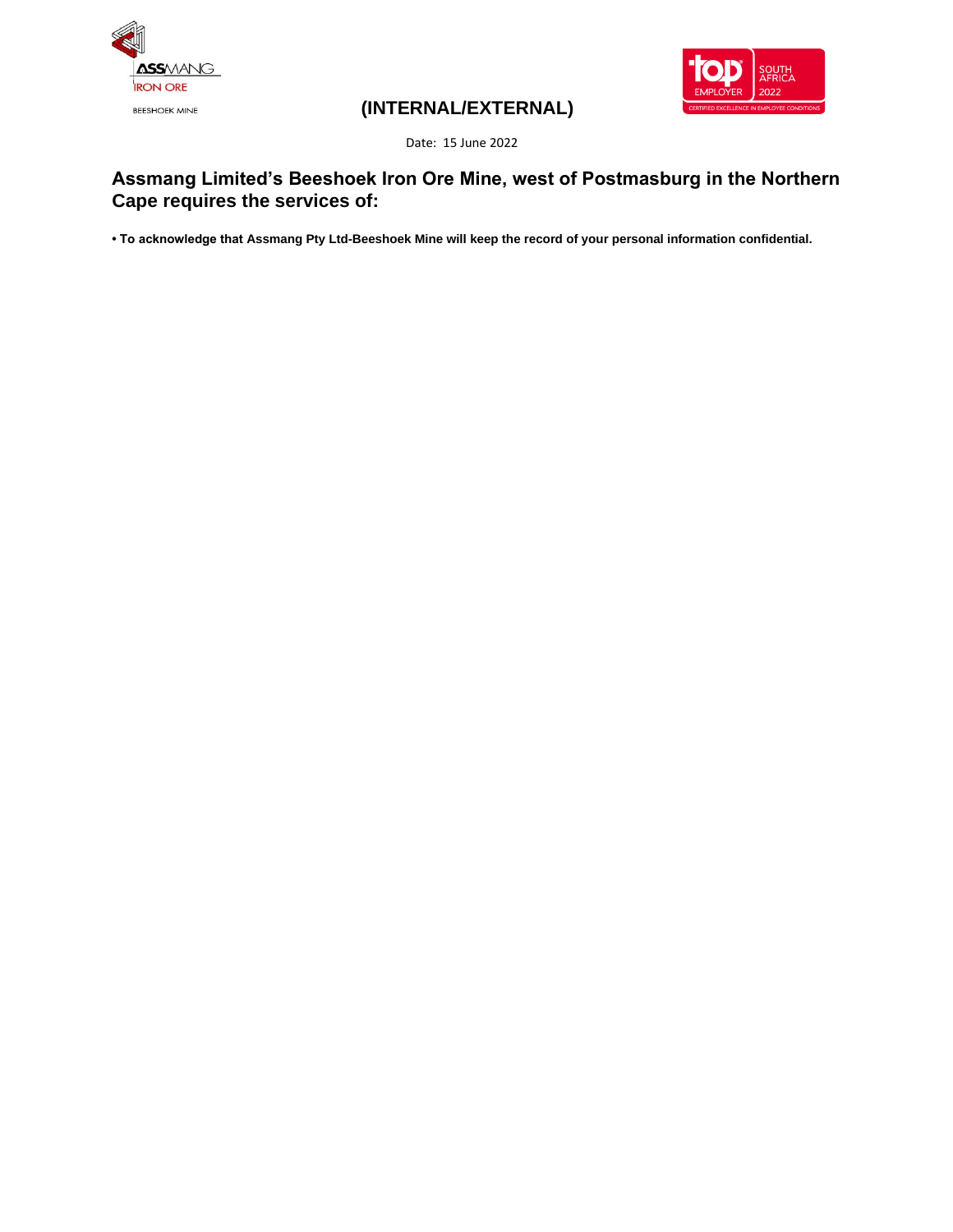BEESHOEK MINE

**(INTERNAL/EXTERNAL)**

Date: 15 June 2022

## Assmang Limited's Beeshoek Iron Ore Mine, west of Postmasburg in the Northern Cape requires the services of:

**• To acknowledge that Assmang Pty Ltd-Beeshoek Mine will keep the record of your personal information confidential.**